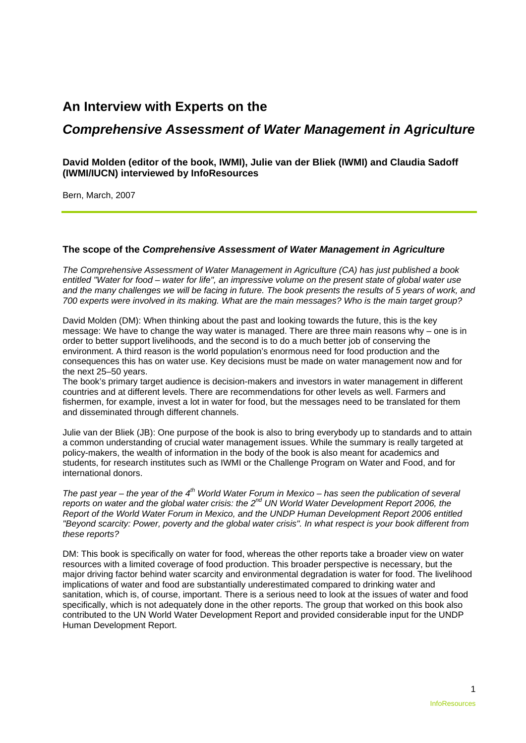# An Interview with Experts on the

# *Comprehensive Assessment of Water Management in Agriculture*

**David Molden (editor of the book, IWMI), Julie van der Bliek (IWMI) and Claudia Sadoff (IWMI/IUCN) interviewed by InfoResources**

Bern, March, 2007

---

### The scope of the *Comprehensive Assessment of Water Management in Agriculture*

*The Comprehensive Assessment of Water Management in Agriculture (CA) has just published a book entitled "Water for food – water for life", an impressive volume on the present state of global water use and the many challenges we will be facing in future. The book presents the results of 5 years of work, and 700 experts were involved in its making. What are the main messages? Who is the main target group?*

David Molden (DM): When thinking about the past and looking towards the future, this is the key message: We have to change the way water is managed. There are three main reasons why – one is in order to better support livelihoods, and the second is to do a much better job of conserving the environment. A third reason is the world population's enormous need for food production and the consequences this has on water use. Key decisions must be made on water management now and for the next 25–50 years.
The book's primary target audience is decision-makers and investors in water management in different countries and at different levels. There are recommendations for other levels as well. Farmers and fishermen, for example, invest a lot in water for food, but the messages need to be translated for them and disseminated through different channels.

Julie van der Bliek (JB): One purpose of the book is also to bring everybody up to standards and to attain a common understanding of crucial water management issues. While the summary is really targeted at policy-makers, the wealth of information in the body of the book is also meant for academics and students, for research institutes such as IWMI or the Challenge Program on Water and Food, and for international donors.

*The past year – the year of the 4th World Water Forum in Mexico – has seen the publication of several reports on water and the global water crisis: the 2nd UN World Water Development Report 2006, the Report of the World Water Forum in Mexico, and the UNDP Human Development Report 2006 entitled "Beyond scarcity: Power, poverty and the global water crisis". In what respect is your book different from these reports?*

DM: This book is specifically on water for food, whereas the other reports take a broader view on water resources with a limited coverage of food production. This broader perspective is necessary, but the major driving factor behind water scarcity and environmental degradation is water for food. The livelihood implications of water and food are substantially underestimated compared to drinking water and sanitation, which is, of course, important. There is a serious need to look at the issues of water and food specifically, which is not adequately done in the other reports. The group that worked on this book also contributed to the UN World Water Development Report and provided considerable input for the UNDP Human Development Report.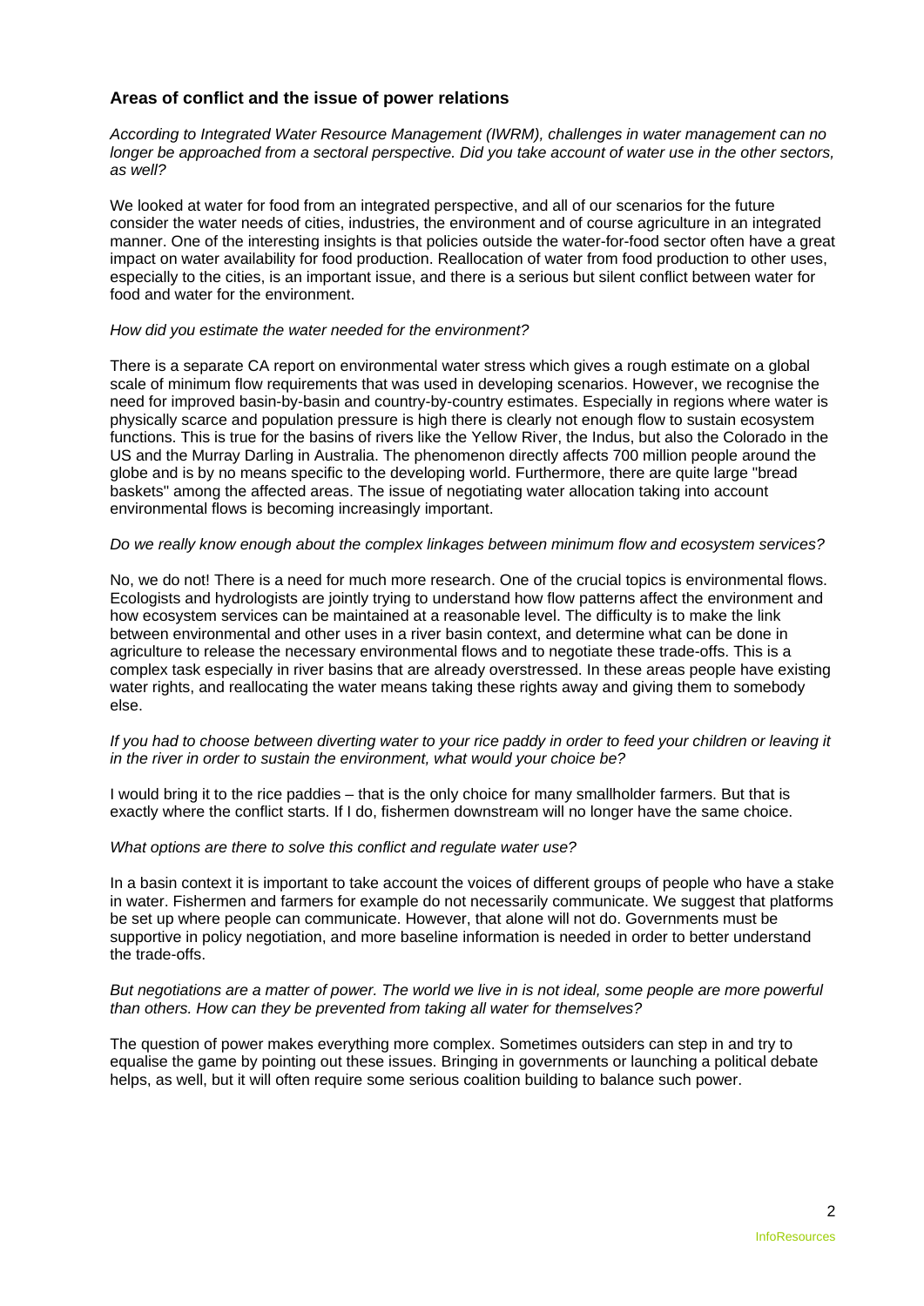## Areas of conflict and the issue of power relations

*According to Integrated Water Resource Management (IWRM), challenges in water management can no longer be approached from a sectoral perspective. Did you take account of water use in the other sectors, as well?*

We looked at water for food from an integrated perspective, and all of our scenarios for the future consider the water needs of cities, industries, the environment and of course agriculture in an integrated manner. One of the interesting insights is that policies outside the water-for-food sector often have a great impact on water availability for food production. Reallocation of water from food production to other uses, especially to the cities, is an important issue, and there is a serious but silent conflict between water for food and water for the environment.

*How did you estimate the water needed for the environment?*

There is a separate CA report on environmental water stress which gives a rough estimate on a global scale of minimum flow requirements that was used in developing scenarios. However, we recognise the need for improved basin-by-basin and country-by-country estimates. Especially in regions where water is physically scarce and population pressure is high there is clearly not enough flow to sustain ecosystem functions. This is true for the basins of rivers like the Yellow River, the Indus, but also the Colorado in the US and the Murray Darling in Australia. The phenomenon directly affects 700 million people around the globe and is by no means specific to the developing world. Furthermore, there are quite large "bread baskets" among the affected areas. The issue of negotiating water allocation taking into account environmental flows is becoming increasingly important.

*Do we really know enough about the complex linkages between minimum flow and ecosystem services?*

No, we do not! There is a need for much more research. One of the crucial topics is environmental flows. Ecologists and hydrologists are jointly trying to understand how flow patterns affect the environment and how ecosystem services can be maintained at a reasonable level. The difficulty is to make the link between environmental and other uses in a river basin context, and determine what can be done in agriculture to release the necessary environmental flows and to negotiate these trade-offs. This is a complex task especially in river basins that are already overstressed. In these areas people have existing water rights, and reallocating the water means taking these rights away and giving them to somebody else.

*If you had to choose between diverting water to your rice paddy in order to feed your children or leaving it in the river in order to sustain the environment, what would your choice be?*

I would bring it to the rice paddies – that is the only choice for many smallholder farmers. But that is exactly where the conflict starts. If I do, fishermen downstream will no longer have the same choice.

*What options are there to solve this conflict and regulate water use?*

In a basin context it is important to take account the voices of different groups of people who have a stake in water. Fishermen and farmers for example do not necessarily communicate. We suggest that platforms be set up where people can communicate. However, that alone will not do. Governments must be supportive in policy negotiation, and more baseline information is needed in order to better understand the trade-offs.

*But negotiations are a matter of power. The world we live in is not ideal, some people are more powerful than others. How can they be prevented from taking all water for themselves?*

The question of power makes everything more complex. Sometimes outsiders can step in and try to equalise the game by pointing out these issues. Bringing in governments or launching a political debate helps, as well, but it will often require some serious coalition building to balance such power.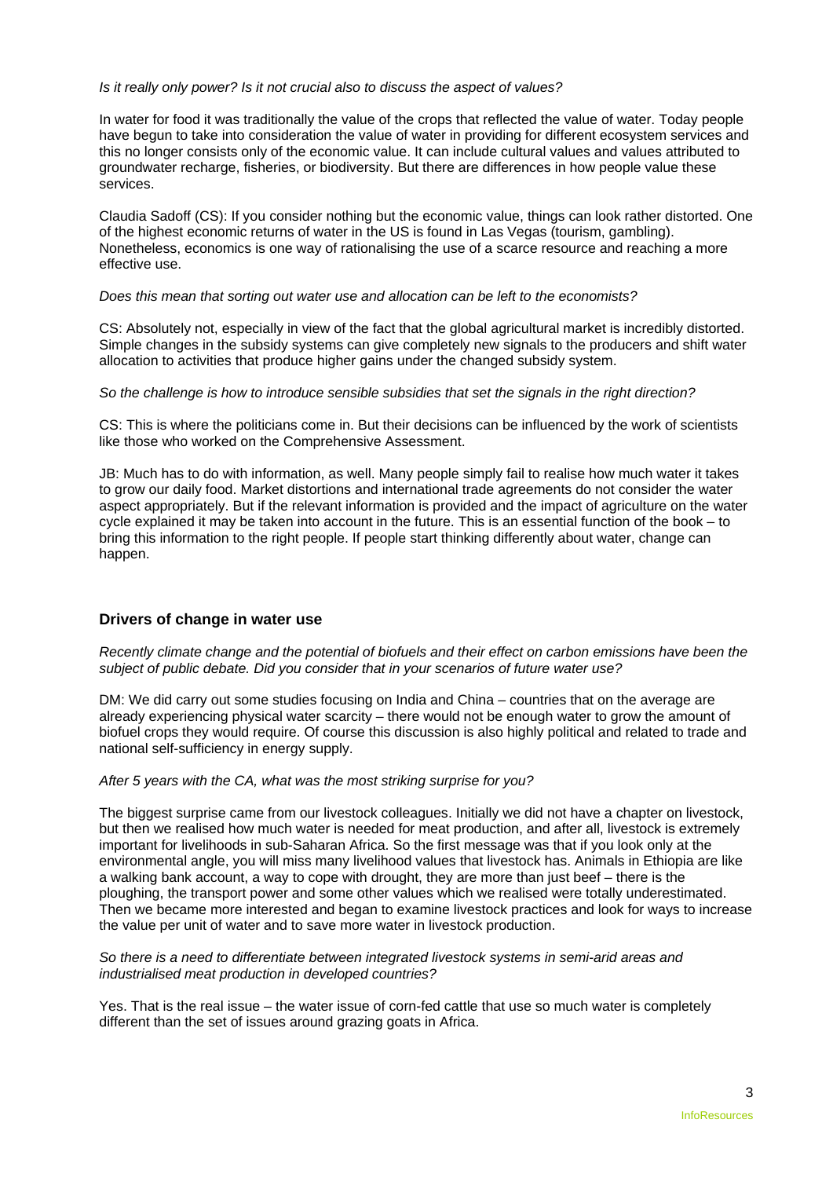*Is it really only power? Is it not crucial also to discuss the aspect of values?*

In water for food it was traditionally the value of the crops that reflected the value of water. Today people have begun to take into consideration the value of water in providing for different ecosystem services and this no longer consists only of the economic value. It can include cultural values and values attributed to groundwater recharge, fisheries, or biodiversity. But there are differences in how people value these services.

Claudia Sadoff (CS): If you consider nothing but the economic value, things can look rather distorted. One of the highest economic returns of water in the US is found in Las Vegas (tourism, gambling). Nonetheless, economics is one way of rationalising the use of a scarce resource and reaching a more effective use.

*Does this mean that sorting out water use and allocation can be left to the economists?*

CS: Absolutely not, especially in view of the fact that the global agricultural market is incredibly distorted. Simple changes in the subsidy systems can give completely new signals to the producers and shift water allocation to activities that produce higher gains under the changed subsidy system.

*So the challenge is how to introduce sensible subsidies that set the signals in the right direction?*

CS: This is where the politicians come in. But their decisions can be influenced by the work of scientists like those who worked on the Comprehensive Assessment.

JB: Much has to do with information, as well. Many people simply fail to realise how much water it takes to grow our daily food. Market distortions and international trade agreements do not consider the water aspect appropriately. But if the relevant information is provided and the impact of agriculture on the water cycle explained it may be taken into account in the future. This is an essential function of the book – to bring this information to the right people. If people start thinking differently about water, change can happen.

## Drivers of change in water use

*Recently climate change and the potential of biofuels and their effect on carbon emissions have been the subject of public debate. Did you consider that in your scenarios of future water use?*

DM: We did carry out some studies focusing on India and China – countries that on the average are already experiencing physical water scarcity – there would not be enough water to grow the amount of biofuel crops they would require. Of course this discussion is also highly political and related to trade and national self-sufficiency in energy supply.

*After 5 years with the CA, what was the most striking surprise for you?*

The biggest surprise came from our livestock colleagues. Initially we did not have a chapter on livestock, but then we realised how much water is needed for meat production, and after all, livestock is extremely important for livelihoods in sub-Saharan Africa. So the first message was that if you look only at the environmental angle, you will miss many livelihood values that livestock has. Animals in Ethiopia are like a walking bank account, a way to cope with drought, they are more than just beef – there is the ploughing, the transport power and some other values which we realised were totally underestimated. Then we became more interested and began to examine livestock practices and look for ways to increase the value per unit of water and to save more water in livestock production.

*So there is a need to differentiate between integrated livestock systems in semi-arid areas and industrialised meat production in developed countries?*

Yes. That is the real issue – the water issue of corn-fed cattle that use so much water is completely different than the set of issues around grazing goats in Africa.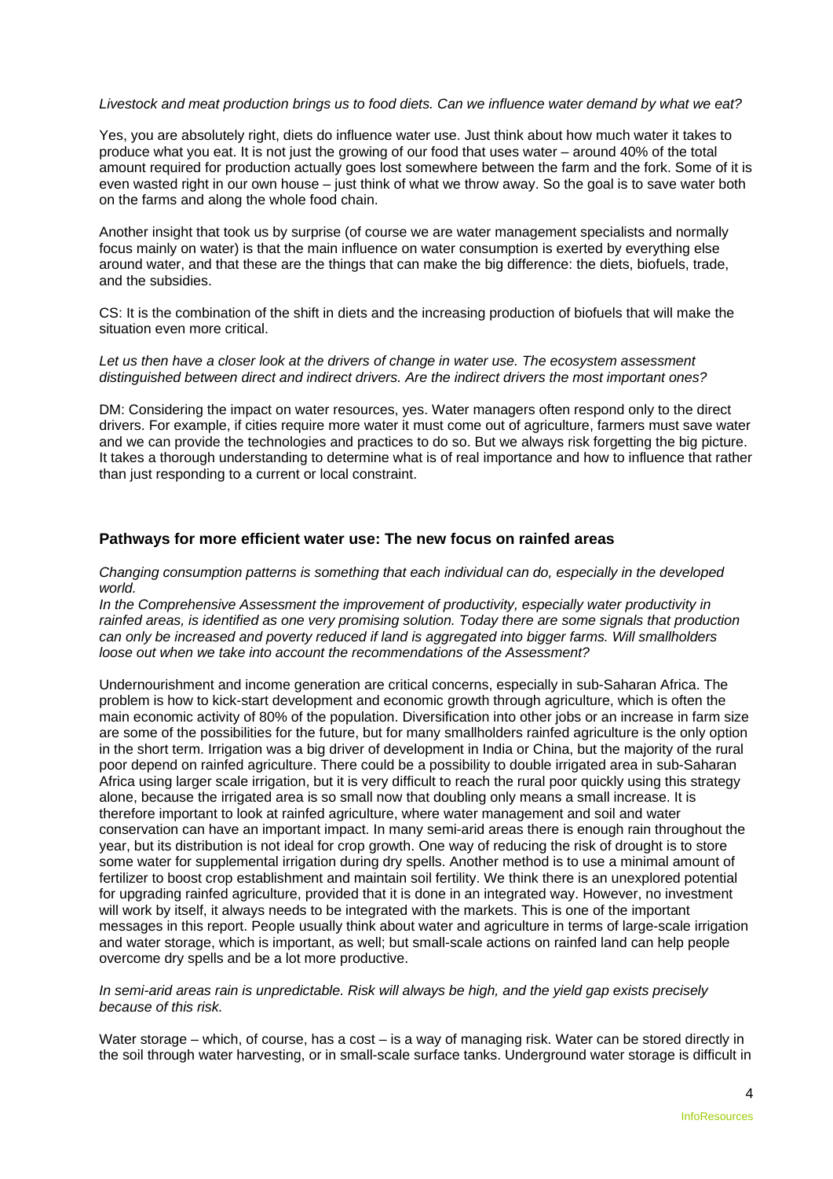*Livestock and meat production brings us to food diets. Can we influence water demand by what we eat?*

Yes, you are absolutely right, diets do influence water use. Just think about how much water it takes to produce what you eat. It is not just the growing of our food that uses water – around 40% of the total amount required for production actually goes lost somewhere between the farm and the fork. Some of it is even wasted right in our own house – just think of what we throw away. So the goal is to save water both on the farms and along the whole food chain.

Another insight that took us by surprise (of course we are water management specialists and normally focus mainly on water) is that the main influence on water consumption is exerted by everything else around water, and that these are the things that can make the big difference: the diets, biofuels, trade, and the subsidies.

CS: It is the combination of the shift in diets and the increasing production of biofuels that will make the situation even more critical.

*Let us then have a closer look at the drivers of change in water use. The ecosystem assessment distinguished between direct and indirect drivers. Are the indirect drivers the most important ones?*

DM: Considering the impact on water resources, yes. Water managers often respond only to the direct drivers. For example, if cities require more water it must come out of agriculture, farmers must save water and we can provide the technologies and practices to do so. But we always risk forgetting the big picture. It takes a thorough understanding to determine what is of real importance and how to influence that rather than just responding to a current or local constraint.

## Pathways for more efficient water use: The new focus on rainfed areas

*Changing consumption patterns is something that each individual can do, especially in the developed world.*
*In the Comprehensive Assessment the improvement of productivity, especially water productivity in rainfed areas, is identified as one very promising solution. Today there are some signals that production can only be increased and poverty reduced if land is aggregated into bigger farms. Will smallholders loose out when we take into account the recommendations of the Assessment?*

Undernourishment and income generation are critical concerns, especially in sub-Saharan Africa. The problem is how to kick-start development and economic growth through agriculture, which is often the main economic activity of 80% of the population. Diversification into other jobs or an increase in farm size are some of the possibilities for the future, but for many smallholders rainfed agriculture is the only option in the short term. Irrigation was a big driver of development in India or China, but the majority of the rural poor depend on rainfed agriculture. There could be a possibility to double irrigated area in sub-Saharan Africa using larger scale irrigation, but it is very difficult to reach the rural poor quickly using this strategy alone, because the irrigated area is so small now that doubling only means a small increase. It is therefore important to look at rainfed agriculture, where water management and soil and water conservation can have an important impact. In many semi-arid areas there is enough rain throughout the year, but its distribution is not ideal for crop growth. One way of reducing the risk of drought is to store some water for supplemental irrigation during dry spells. Another method is to use a minimal amount of fertilizer to boost crop establishment and maintain soil fertility. We think there is an unexplored potential for upgrading rainfed agriculture, provided that it is done in an integrated way. However, no investment will work by itself, it always needs to be integrated with the markets. This is one of the important messages in this report. People usually think about water and agriculture in terms of large-scale irrigation and water storage, which is important, as well; but small-scale actions on rainfed land can help people overcome dry spells and be a lot more productive.

*In semi-arid areas rain is unpredictable. Risk will always be high, and the yield gap exists precisely because of this risk.*

Water storage – which, of course, has a cost – is a way of managing risk. Water can be stored directly in the soil through water harvesting, or in small-scale surface tanks. Underground water storage is difficult in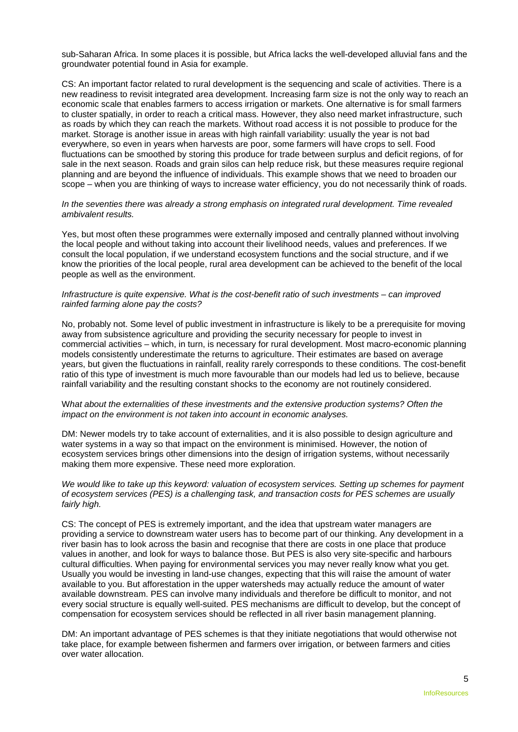sub-Saharan Africa. In some places it is possible, but Africa lacks the well-developed alluvial fans and the groundwater potential found in Asia for example.

CS: An important factor related to rural development is the sequencing and scale of activities. There is a new readiness to revisit integrated area development. Increasing farm size is not the only way to reach an economic scale that enables farmers to access irrigation or markets. One alternative is for small farmers to cluster spatially, in order to reach a critical mass. However, they also need market infrastructure, such as roads by which they can reach the markets. Without road access it is not possible to produce for the market. Storage is another issue in areas with high rainfall variability: usually the year is not bad everywhere, so even in years when harvests are poor, some farmers will have crops to sell. Food fluctuations can be smoothed by storing this produce for trade between surplus and deficit regions, of for sale in the next season. Roads and grain silos can help reduce risk, but these measures require regional planning and are beyond the influence of individuals. This example shows that we need to broaden our scope – when you are thinking of ways to increase water efficiency, you do not necessarily think of roads.

*In the seventies there was already a strong emphasis on integrated rural development. Time revealed ambivalent results.*

Yes, but most often these programmes were externally imposed and centrally planned without involving the local people and without taking into account their livelihood needs, values and preferences. If we consult the local population, if we understand ecosystem functions and the social structure, and if we know the priorities of the local people, rural area development can be achieved to the benefit of the local people as well as the environment.

*Infrastructure is quite expensive. What is the cost-benefit ratio of such investments – can improved rainfed farming alone pay the costs?*

No, probably not. Some level of public investment in infrastructure is likely to be a prerequisite for moving away from subsistence agriculture and providing the security necessary for people to invest in commercial activities – which, in turn, is necessary for rural development. Most macro-economic planning models consistently underestimate the returns to agriculture. Their estimates are based on average years, but given the fluctuations in rainfall, reality rarely corresponds to these conditions. The cost-benefit ratio of this type of investment is much more favourable than our models had led us to believe, because rainfall variability and the resulting constant shocks to the economy are not routinely considered.

W*hat about the externalities of these investments and the extensive production systems? Often the impact on the environment is not taken into account in economic analyses.*

DM: Newer models try to take account of externalities, and it is also possible to design agriculture and water systems in a way so that impact on the environment is minimised. However, the notion of ecosystem services brings other dimensions into the design of irrigation systems, without necessarily making them more expensive. These need more exploration.

*We would like to take up this keyword: valuation of ecosystem services. Setting up schemes for payment of ecosystem services (PES) is a challenging task, and transaction costs for PES schemes are usually fairly high.*

CS: The concept of PES is extremely important, and the idea that upstream water managers are providing a service to downstream water users has to become part of our thinking. Any development in a river basin has to look across the basin and recognise that there are costs in one place that produce values in another, and look for ways to balance those. But PES is also very site-specific and harbours cultural difficulties. When paying for environmental services you may never really know what you get. Usually you would be investing in land-use changes, expecting that this will raise the amount of water available to you. But afforestation in the upper watersheds may actually reduce the amount of water available downstream. PES can involve many individuals and therefore be difficult to monitor, and not every social structure is equally well-suited. PES mechanisms are difficult to develop, but the concept of compensation for ecosystem services should be reflected in all river basin management planning.

DM: An important advantage of PES schemes is that they initiate negotiations that would otherwise not take place, for example between fishermen and farmers over irrigation, or between farmers and cities over water allocation.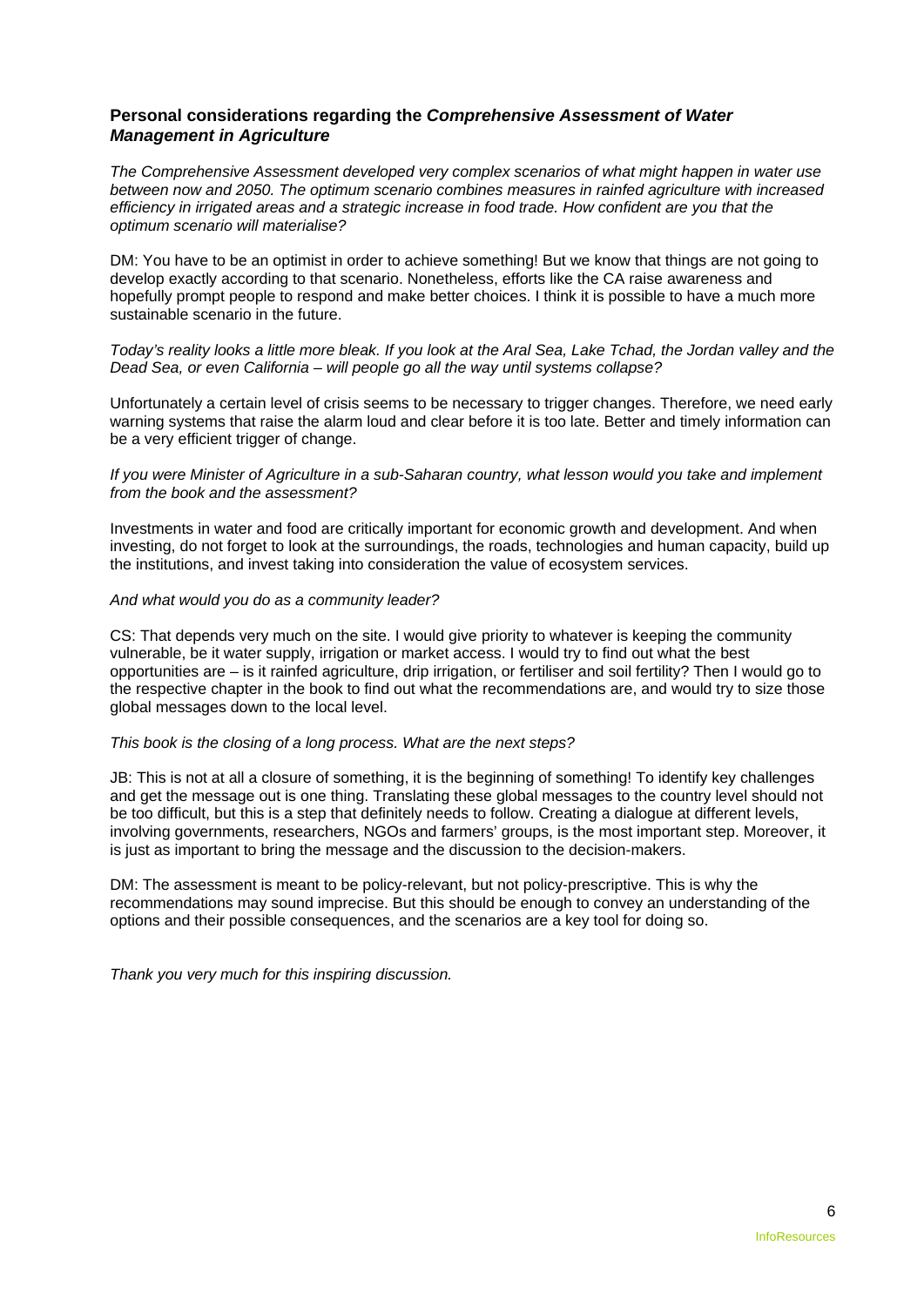### Personal considerations regarding the *Comprehensive Assessment of Water Management in Agriculture*

*The Comprehensive Assessment developed very complex scenarios of what might happen in water use between now and 2050. The optimum scenario combines measures in rainfed agriculture with increased efficiency in irrigated areas and a strategic increase in food trade. How confident are you that the optimum scenario will materialise?*

DM: You have to be an optimist in order to achieve something! But we know that things are not going to develop exactly according to that scenario. Nonetheless, efforts like the CA raise awareness and hopefully prompt people to respond and make better choices. I think it is possible to have a much more sustainable scenario in the future.

*Today's reality looks a little more bleak. If you look at the Aral Sea, Lake Tchad, the Jordan valley and the Dead Sea, or even California – will people go all the way until systems collapse?*

Unfortunately a certain level of crisis seems to be necessary to trigger changes. Therefore, we need early warning systems that raise the alarm loud and clear before it is too late. Better and timely information can be a very efficient trigger of change.

*If you were Minister of Agriculture in a sub-Saharan country, what lesson would you take and implement from the book and the assessment?*

Investments in water and food are critically important for economic growth and development. And when investing, do not forget to look at the surroundings, the roads, technologies and human capacity, build up the institutions, and invest taking into consideration the value of ecosystem services.

*And what would you do as a community leader?*

CS: That depends very much on the site. I would give priority to whatever is keeping the community vulnerable, be it water supply, irrigation or market access. I would try to find out what the best opportunities are – is it rainfed agriculture, drip irrigation, or fertiliser and soil fertility? Then I would go to the respective chapter in the book to find out what the recommendations are, and would try to size those global messages down to the local level.

*This book is the closing of a long process. What are the next steps?*

JB: This is not at all a closure of something, it is the beginning of something! To identify key challenges and get the message out is one thing. Translating these global messages to the country level should not be too difficult, but this is a step that definitely needs to follow. Creating a dialogue at different levels, involving governments, researchers, NGOs and farmers' groups, is the most important step. Moreover, it is just as important to bring the message and the discussion to the decision-makers.

DM: The assessment is meant to be policy-relevant, but not policy-prescriptive. This is why the recommendations may sound imprecise. But this should be enough to convey an understanding of the options and their possible consequences, and the scenarios are a key tool for doing so.

*Thank you very much for this inspiring discussion.*